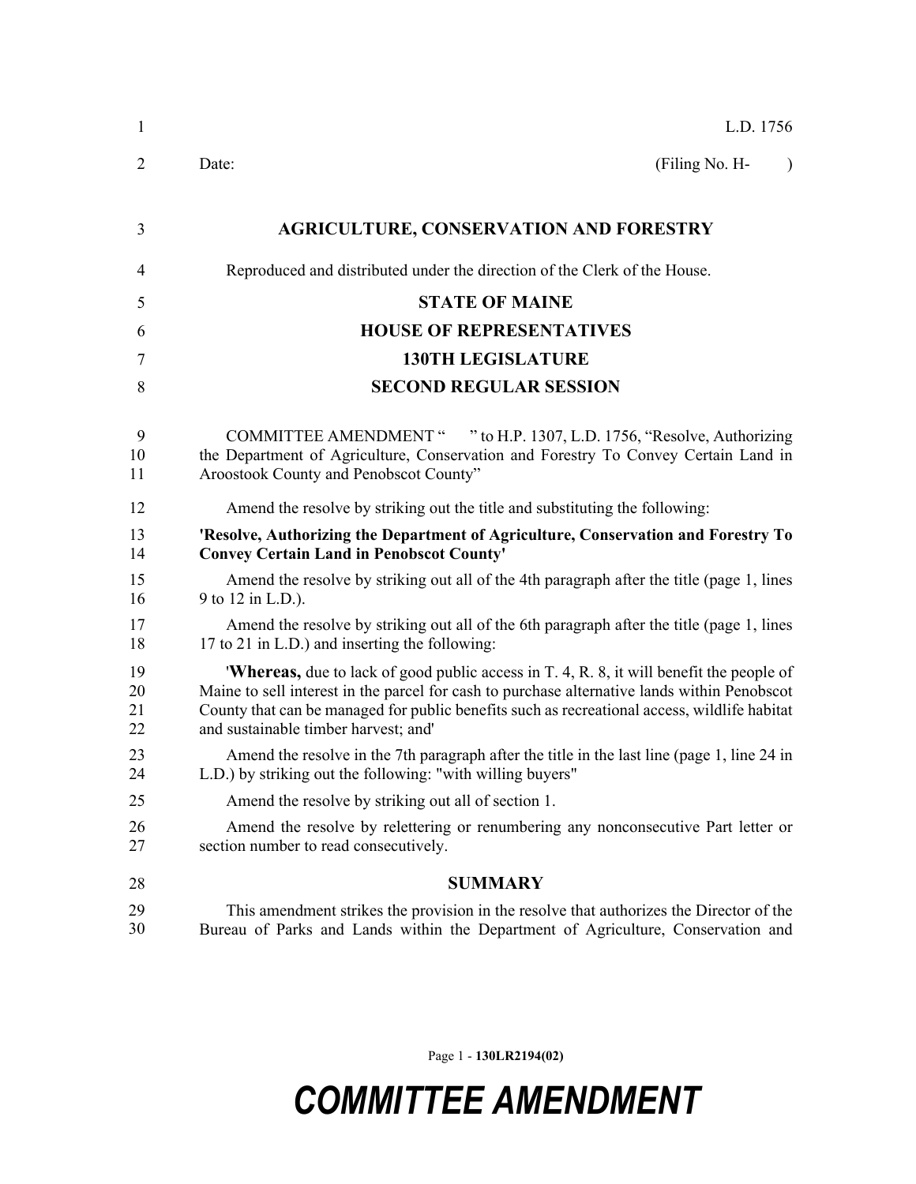L.D. 1756

Date: (Filing No. H- )

# AGRICULTURE, CONSERVATION AND FORESTRY

Reproduced and distributed under the direction of the Clerk of the House.

## STATE OF MAINE
## HOUSE OF REPRESENTATIVES
## 130TH LEGISLATURE
## SECOND REGULAR SESSION

COMMITTEE AMENDMENT " " to H.P. 1307, L.D. 1756, "Resolve, Authorizing the Department of Agriculture, Conservation and Forestry To Convey Certain Land in Aroostook County and Penobscot County"

Amend the resolve by striking out the title and substituting the following:

**'Resolve, Authorizing the Department of Agriculture, Conservation and Forestry To Convey Certain Land in Penobscot County'**

Amend the resolve by striking out all of the 4th paragraph after the title (page 1, lines 9 to 12 in L.D.).

Amend the resolve by striking out all of the 6th paragraph after the title (page 1, lines 17 to 21 in L.D.) and inserting the following:

'**Whereas,** due to lack of good public access in T. 4, R. 8, it will benefit the people of Maine to sell interest in the parcel for cash to purchase alternative lands within Penobscot County that can be managed for public benefits such as recreational access, wildlife habitat and sustainable timber harvest; and'

Amend the resolve in the 7th paragraph after the title in the last line (page 1, line 24 in L.D.) by striking out the following: "with willing buyers"

Amend the resolve by striking out all of section 1.

Amend the resolve by relettering or renumbering any nonconsecutive Part letter or section number to read consecutively.

## SUMMARY

This amendment strikes the provision in the resolve that authorizes the Director of the Bureau of Parks and Lands within the Department of Agriculture, Conservation and

COMMITTEE AMENDMENT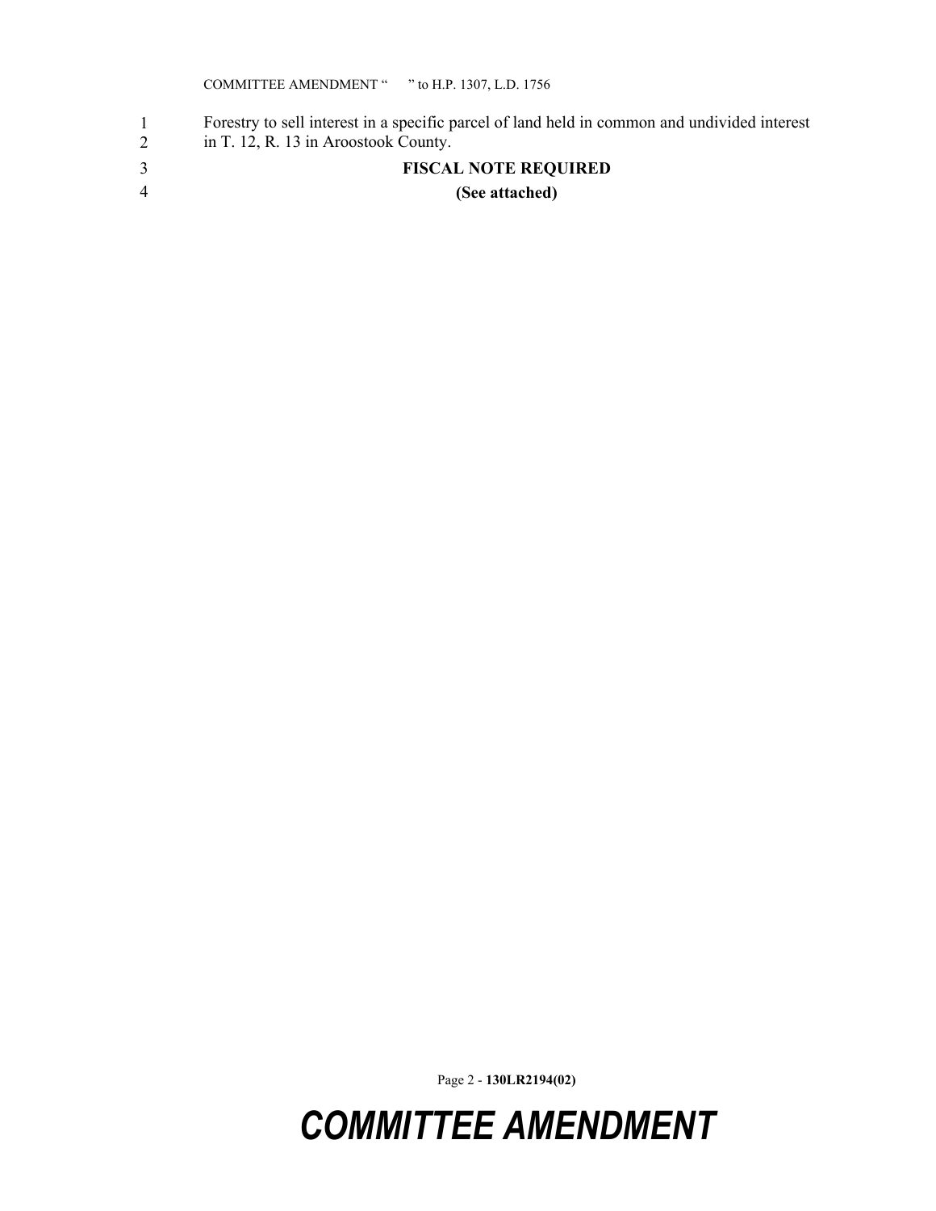Forestry to sell interest in a specific parcel of land held in common and undivided interest in T. 12, R. 13 in Aroostook County.

**FISCAL NOTE REQUIRED**

**(See attached)**